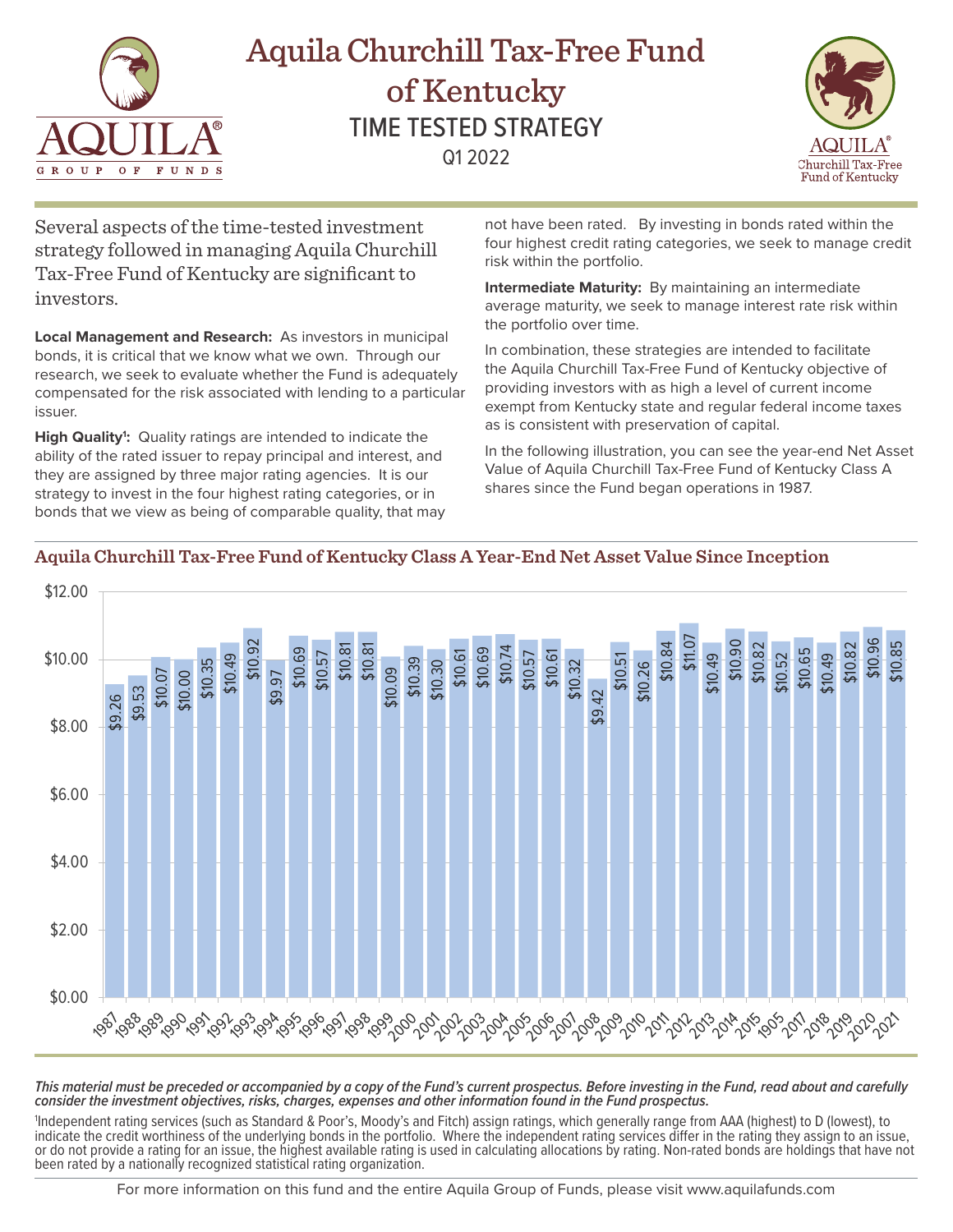# Aquila Churchill Tax-Free Fund of Kentucky

## TIME TESTED STRATEGY

Q1 2022

Several aspects of the time-tested investment strategy followed in managing Aquila Churchill Tax-Free Fund of Kentucky are significant to investors.

**Local Management and Research:** As investors in municipal bonds, it is critical that we know what we own. Through our research, we seek to evaluate whether the Fund is adequately compensated for the risk associated with lending to a particular issuer.

**High Quality[1]:** Quality ratings are intended to indicate the ability of the rated issuer to repay principal and interest, and they are assigned by three major rating agencies. It is our strategy to invest in the four highest rating categories, or in bonds that we view as being of comparable quality, that may not have been rated. By investing in bonds rated within the four highest credit rating categories, we seek to manage credit risk within the portfolio.

**Intermediate Maturity:** By maintaining an intermediate average maturity, we seek to manage interest rate risk within the portfolio over time.

In combination, these strategies are intended to facilitate the Aquila Churchill Tax-Free Fund of Kentucky objective of providing investors with as high a level of current income exempt from Kentucky state and regular federal income taxes as is consistent with preservation of capital.

In the following illustration, you can see the year-end Net Asset Value of Aquila Churchill Tax-Free Fund of Kentucky Class A shares since the Fund began operations in 1987.

### Aquila Churchill Tax-Free Fund of Kentucky Class A Year-End Net Asset Value Since Inception

| Year | NAV |
|---|---|
| 1987 | $9.26 |
| 1988 | $9.53 |
| 1989 | $10.07 |
| 1990 | $10.00 |
| 1991 | $10.35 |
| 1992 | $10.49 |
| 1993 | $10.92 |
| 1994 | $9.97 |
| 1995 | $10.69 |
| 1996 | $10.57 |
| 1997 | $10.81 |
| 1998 | $10.81 |
| 1999 | $10.09 |
| 2000 | $10.39 |
| 2001 | $10.30 |
| 2002 | $10.61 |
| 2003 | $10.69 |
| 2004 | $10.74 |
| 2005 | $10.57 |
| 2006 | $10.61 |
| 2007 | $10.32 |
| 2008 | $9.42 |
| 2009 | $10.51 |
| 2010 | $10.26 |
| 2011 | $10.84 |
| 2012 | $11.07 |
| 2013 | $10.49 |
| 2014 | $10.90 |
| 2015 | $10.82 |
| 1905 | $10.52 |
| 2017 | $10.65 |
| 2018 | $10.49 |
| 2019 | $10.82 |
| 2020 | $10.96 |
| 2021 | $10.85 |

***This material must be preceded or accompanied by a copy of the Fund's current prospectus. Before investing in the Fund, read about and carefully consider the investment objectives, risks, charges, expenses and other information found in the Fund prospectus.***

[1]Independent rating services (such as Standard & Poor's, Moody's and Fitch) assign ratings, which generally range from AAA (highest) to D (lowest), to indicate the credit worthiness of the underlying bonds in the portfolio. Where the independent rating services differ in the rating they assign to an issue, or do not provide a rating for an issue, the highest available rating is used in calculating allocations by rating. Non-rated bonds are holdings that have not been rated by a nationally recognized statistical rating organization.

For more information on this fund and the entire Aquila Group of Funds, please visit www.aquilafunds.com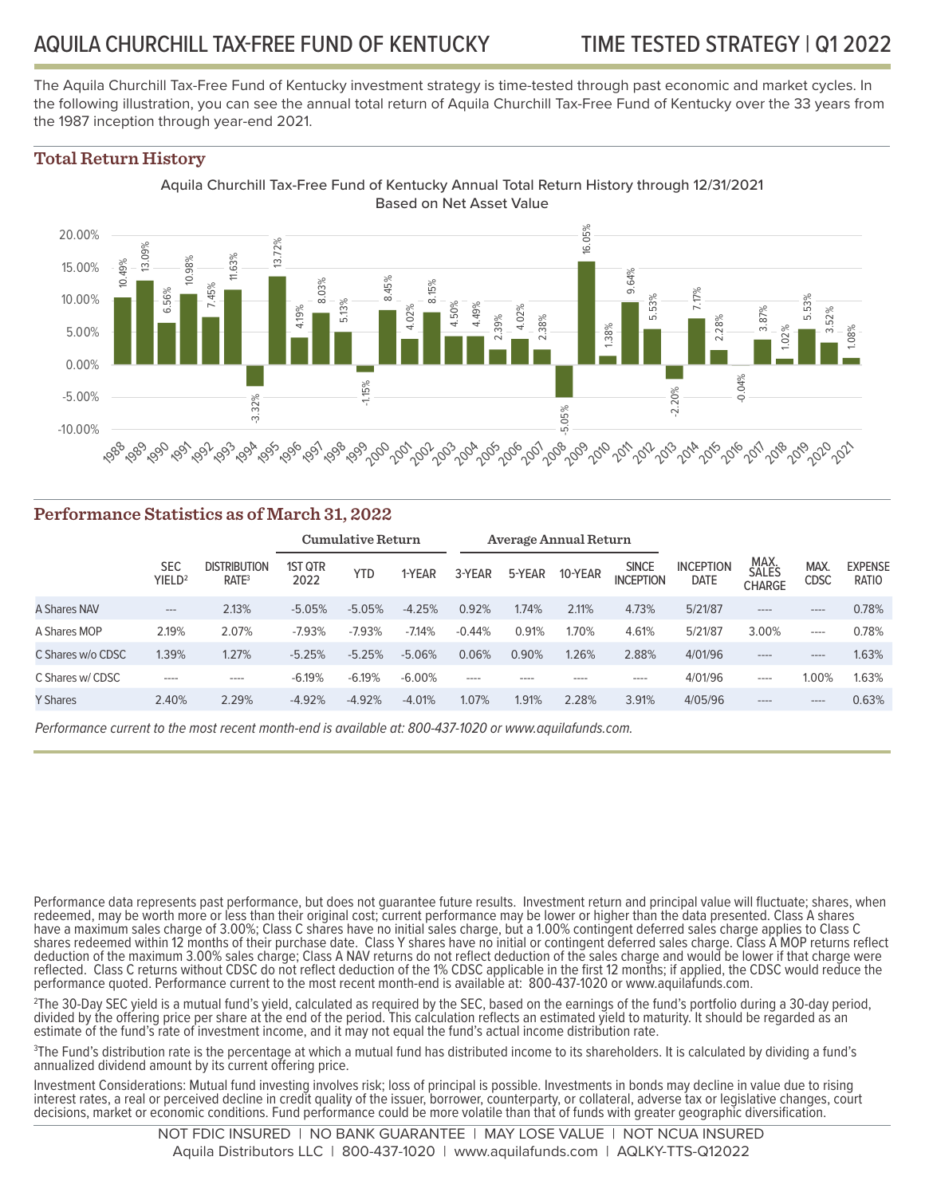# AQUILA CHURCHILL TAX-FREE FUND OF KENTUCKY

# TIME TESTED STRATEGY | Q1 2022

The Aquila Churchill Tax-Free Fund of Kentucky investment strategy is time-tested through past economic and market cycles. In the following illustration, you can see the annual total return of Aquila Churchill Tax-Free Fund of Kentucky over the 33 years from the 1987 inception through year-end 2021.

## Total Return History

Aquila Churchill Tax-Free Fund of Kentucky Annual Total Return History through 12/31/2021
Based on Net Asset Value

20.00%
15.00%
10.00%
5.00%
0.00%
-5.00%
-10.00%

1988 10.49%
1989 13.09%
1990 6.56%
1991 10.98%
1992 7.45%
1993 11.63%
1994 -3.32%
1995 13.72%
1996 4.19%
1997 8.03%
1998 5.13%
1999 -1.15%
2000 8.45%
2001 4.02%
2002 8.15%
2003 4.50%
2004 4.49%
2005 2.39%
2006 4.02%
2007 2.38%
2008 -5.05%
2009 16.05%
2010 1.38%
2011 9.64%
2012 5.53%
2013 -2.20%
2014 7.17%
2015 2.28%
2016 -0.04%
2017 3.87%
2018 1.02%
2019 5.53%
2020 3.52%
2021 1.08%

## Performance Statistics as of March 31, 2022

| | | | Cumulative Return | | | Average Annual Return | | | | | | | |
|---|---|---|---|---|---|---|---|---|---|---|---|---|---|
| | SEC YIELD[2] | DISTRIBUTION RATE[3] | 1ST QTR 2022 | YTD | 1-YEAR | 3-YEAR | 5-YEAR | 10-YEAR | SINCE INCEPTION | INCEPTION DATE | MAX. SALES CHARGE | MAX. CDSC | EXPENSE RATIO |
| A Shares NAV | --- | 2.13% | -5.05% | -5.05% | -4.25% | 0.92% | 1.74% | 2.11% | 4.73% | 5/21/87 | ---- | ---- | 0.78% |
| A Shares MOP | 2.19% | 2.07% | -7.93% | -7.93% | -7.14% | -0.44% | 0.91% | 1.70% | 4.61% | 5/21/87 | 3.00% | ---- | 0.78% |
| C Shares w/o CDSC | 1.39% | 1.27% | -5.25% | -5.25% | -5.06% | 0.06% | 0.90% | 1.26% | 2.88% | 4/01/96 | ---- | ---- | 1.63% |
| C Shares w/ CDSC | ---- | ---- | -6.19% | -6.19% | -6.00% | ---- | ---- | ---- | ---- | 4/01/96 | ---- | 1.00% | 1.63% |
| Y Shares | 2.40% | 2.29% | -4.92% | -4.92% | -4.01% | 1.07% | 1.91% | 2.28% | 3.91% | 4/05/96 | ---- | ---- | 0.63% |

*Performance current to the most recent month-end is available at: 800-437-1020 or www.aquilafunds.com.*

Performance data represents past performance, but does not guarantee future results. Investment return and principal value will fluctuate; shares, when redeemed, may be worth more or less than their original cost; current performance may be lower or higher than the data presented. Class A shares have a maximum sales charge of 3.00%; Class C shares have no initial sales charge, but a 1.00% contingent deferred sales charge applies to Class C shares redeemed within 12 months of their purchase date. Class Y shares have no initial or contingent deferred sales charge. Class A MOP returns reflect deduction of the maximum 3.00% sales charge; Class A NAV returns do not reflect deduction of the sales charge and would be lower if that charge were reflected. Class C returns without CDSC do not reflect deduction of the 1% CDSC applicable in the first 12 months; if applied, the CDSC would reduce the performance quoted. Performance current to the most recent month-end is available at: 800-437-1020 or www.aquilafunds.com.

[2]The 30-Day SEC yield is a mutual fund's yield, calculated as required by the SEC, based on the earnings of the fund's portfolio during a 30-day period, divided by the offering price per share at the end of the period. This calculation reflects an estimated yield to maturity. It should be regarded as an estimate of the fund's rate of investment income, and it may not equal the fund's actual income distribution rate.

[3]The Fund's distribution rate is the percentage at which a mutual fund has distributed income to its shareholders. It is calculated by dividing a fund's annualized dividend amount by its current offering price.

Investment Considerations: Mutual fund investing involves risk; loss of principal is possible. Investments in bonds may decline in value due to rising interest rates, a real or perceived decline in credit quality of the issuer, borrower, counterparty, or collateral, adverse tax or legislative changes, court decisions, market or economic conditions. Fund performance could be more volatile than that of funds with greater geographic diversification.

NOT FDIC INSURED | NO BANK GUARANTEE | MAY LOSE VALUE | NOT NCUA INSURED
Aquila Distributors LLC | 800-437-1020 | www.aquilafunds.com | AQLKY-TTS-Q12022